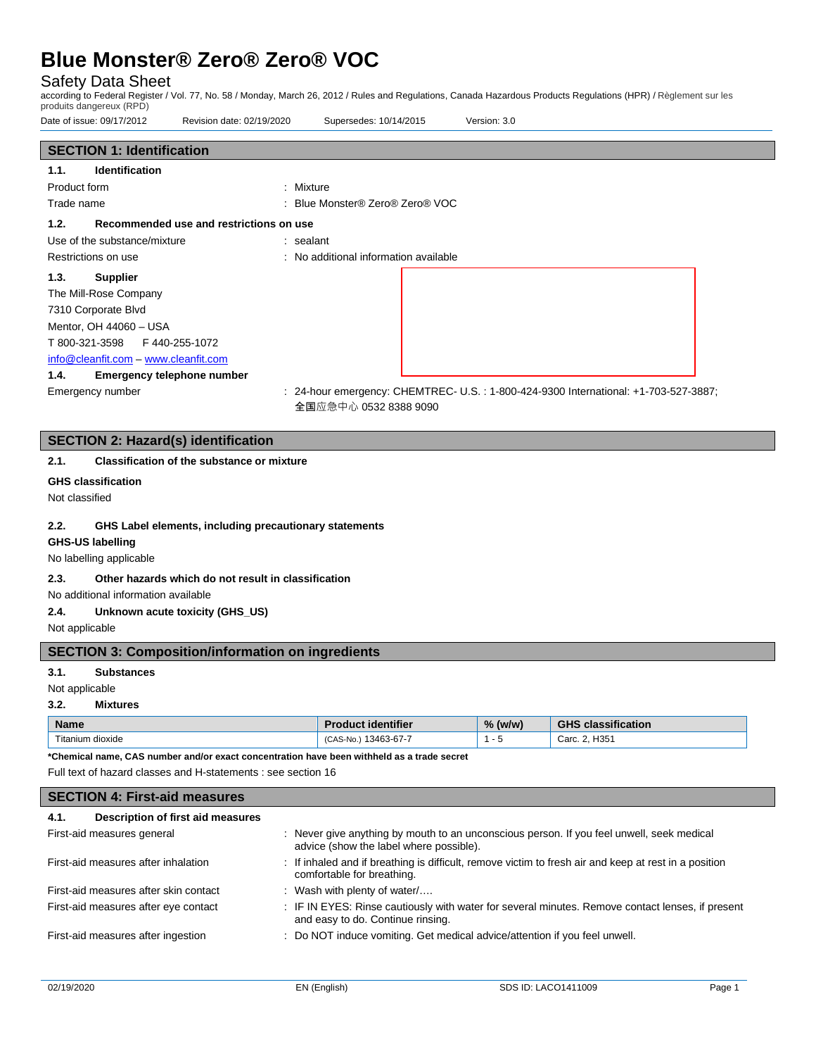# Blue Monster® Zero® Zero® VOC

Safety Data Sheet

according to Federal Register / Vol. 77, No. 58 / Monday, March 26, 2012 / Rules and Regulations, Canada Hazardous Products Regulations (HPR) / Règlement sur les produits dangereux (RPD)

Date of issue: 09/17/2012 Revision date: 02/19/2020 Supersedes: 10/14/2015 Version: 3.0

## SECTION 1: Identification

### 1.1. Identification

Product form : Mixture

Trade name : Blue Monster® Zero® Zero® VOC

### 1.2. Recommended use and restrictions on use

Use of the substance/mixture : sealant

Restrictions on use : No additional information available

### 1.3. Supplier

The Mill-Rose Company
7310 Corporate Blvd
Mentor, OH 44060 – USA
T 800-321-3598 F 440-255-1072
info@cleanfit.com – www.cleanfit.com

### 1.4. Emergency telephone number

Emergency number : 24-hour emergency: CHEMTREC- U.S. : 1-800-424-9300 International: +1-703-527-3887; 全国应急中心 0532 8388 9090

## SECTION 2: Hazard(s) identification

### 2.1. Classification of the substance or mixture

**GHS classification**

Not classified

### 2.2. GHS Label elements, including precautionary statements

**GHS-US labelling**

No labelling applicable

### 2.3. Other hazards which do not result in classification

No additional information available

### 2.4. Unknown acute toxicity (GHS_US)

Not applicable

## SECTION 3: Composition/information on ingredients

### 3.1. Substances

Not applicable

### 3.2. Mixtures

| Name | Product identifier | % (w/w) | GHS classification |
|---|---|---|---|
| Titanium dioxide | (CAS-No.) 13463-67-7 | 1 - 5 | Carc. 2, H351 |

**\*Chemical name, CAS number and/or exact concentration have been withheld as a trade secret**

Full text of hazard classes and H-statements : see section 16

## SECTION 4: First-aid measures

### 4.1. Description of first aid measures

First-aid measures general : Never give anything by mouth to an unconscious person. If you feel unwell, seek medical advice (show the label where possible).

First-aid measures after inhalation : If inhaled and if breathing is difficult, remove victim to fresh air and keep at rest in a position comfortable for breathing.

First-aid measures after skin contact : Wash with plenty of water/….

First-aid measures after eye contact : IF IN EYES: Rinse cautiously with water for several minutes. Remove contact lenses, if present and easy to do. Continue rinsing.

First-aid measures after ingestion : Do NOT induce vomiting. Get medical advice/attention if you feel unwell.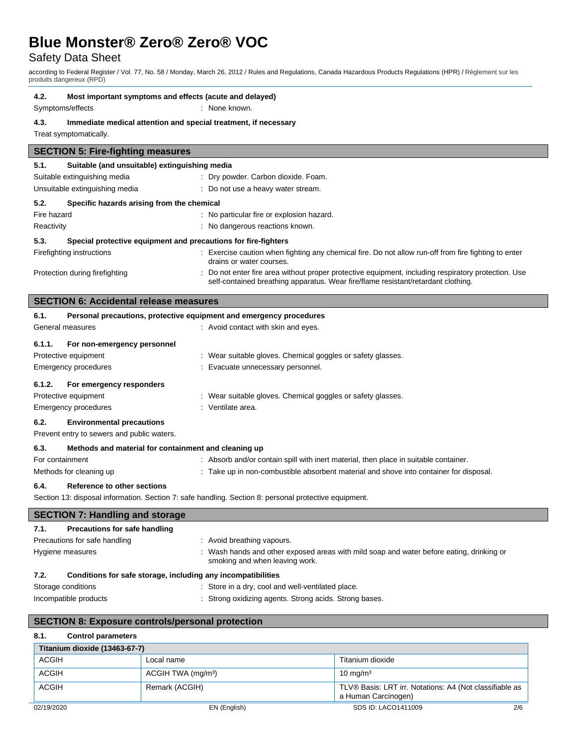#### 4.2. Most important symptoms and effects (acute and delayed)

Symptoms/effects : None known.

#### 4.3. Immediate medical attention and special treatment, if necessary

Treat symptomatically.

## SECTION 5: Fire-fighting measures

#### 5.1. Suitable (and unsuitable) extinguishing media

Suitable extinguishing media : Dry powder. Carbon dioxide. Foam.

Unsuitable extinguishing media : Do not use a heavy water stream.

#### 5.2. Specific hazards arising from the chemical

Fire hazard : No particular fire or explosion hazard.

Reactivity : No dangerous reactions known.

#### 5.3. Special protective equipment and precautions for fire-fighters

Firefighting instructions : Exercise caution when fighting any chemical fire. Do not allow run-off from fire fighting to enter drains or water courses.

Protection during firefighting : Do not enter fire area without proper protective equipment, including respiratory protection. Use self-contained breathing apparatus. Wear fire/flame resistant/retardant clothing.

## SECTION 6: Accidental release measures

#### 6.1. Personal precautions, protective equipment and emergency procedures

General measures : Avoid contact with skin and eyes.

##### 6.1.1. For non-emergency personnel

Protective equipment : Wear suitable gloves. Chemical goggles or safety glasses.

Emergency procedures : Evacuate unnecessary personnel.

##### 6.1.2. For emergency responders

Protective equipment : Wear suitable gloves. Chemical goggles or safety glasses.

Emergency procedures : Ventilate area.

#### 6.2. Environmental precautions

Prevent entry to sewers and public waters.

#### 6.3. Methods and material for containment and cleaning up

For containment : Absorb and/or contain spill with inert material, then place in suitable container.

Methods for cleaning up : Take up in non-combustible absorbent material and shove into container for disposal.

#### 6.4. Reference to other sections

Section 13: disposal information. Section 7: safe handling. Section 8: personal protective equipment.

## SECTION 7: Handling and storage

#### 7.1. Precautions for safe handling

Precautions for safe handling : Avoid breathing vapours.

Hygiene measures : Wash hands and other exposed areas with mild soap and water before eating, drinking or smoking and when leaving work.

#### 7.2. Conditions for safe storage, including any incompatibilities

Storage conditions : Store in a dry, cool and well-ventilated place.

Incompatible products : Strong oxidizing agents. Strong acids. Strong bases.

## SECTION 8: Exposure controls/personal protection

#### 8.1. Control parameters

| Titanium dioxide (13463-67-7) | | |
|---|---|---|
| ACGIH | Local name | Titanium dioxide |
| ACGIH | ACGIH TWA (mg/m³) | 10 mg/m³ |
| ACGIH | Remark (ACGIH) | TLV® Basis: LRT irr. Notations: A4 (Not classifiable as a Human Carcinogen) |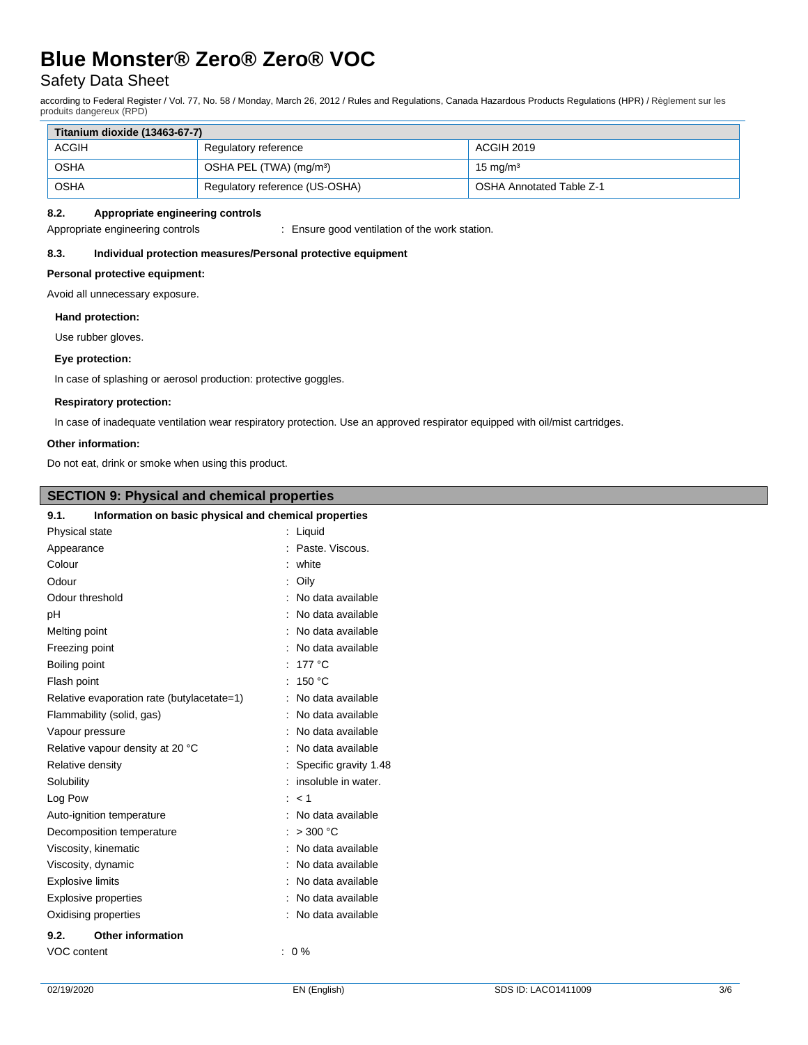| Titanium dioxide (13463-67-7) | | |
|---|---|---|
| ACGIH | Regulatory reference | ACGIH 2019 |
| OSHA | OSHA PEL (TWA) ($mg/m^3$) | 15 $mg/m^3$ |
| OSHA | Regulatory reference (US-OSHA) | OSHA Annotated Table Z-1 |

#### 8.2. Appropriate engineering controls

Appropriate engineering controls : Ensure good ventilation of the work station.

#### 8.3. Individual protection measures/Personal protective equipment

**Personal protective equipment:**

Avoid all unnecessary exposure.

**Hand protection:**

Use rubber gloves.

**Eye protection:**

In case of splashing or aerosol production: protective goggles.

**Respiratory protection:**

In case of inadequate ventilation wear respiratory protection. Use an approved respirator equipped with oil/mist cartridges.

**Other information:**

Do not eat, drink or smoke when using this product.

## SECTION 9: Physical and chemical properties

#### 9.1. Information on basic physical and chemical properties

| Property | Value |
|---|---|
| Physical state | Liquid |
| Appearance | Paste. Viscous. |
| Colour | white |
| Odour | Oily |
| Odour threshold | No data available |
| pH | No data available |
| Melting point | No data available |
| Freezing point | No data available |
| Boiling point | 177 °C |
| Flash point | 150 °C |
| Relative evaporation rate (butylacetate=1) | No data available |
| Flammability (solid, gas) | No data available |
| Vapour pressure | No data available |
| Relative vapour density at 20 °C | No data available |
| Relative density | Specific gravity 1.48 |
| Solubility | insoluble in water. |
| Log Pow | < 1 |
| Auto-ignition temperature | No data available |
| Decomposition temperature | > 300 °C |
| Viscosity, kinematic | No data available |
| Viscosity, dynamic | No data available |
| Explosive limits | No data available |
| Explosive properties | No data available |
| Oxidising properties | No data available |

#### 9.2. Other information

VOC content : 0 %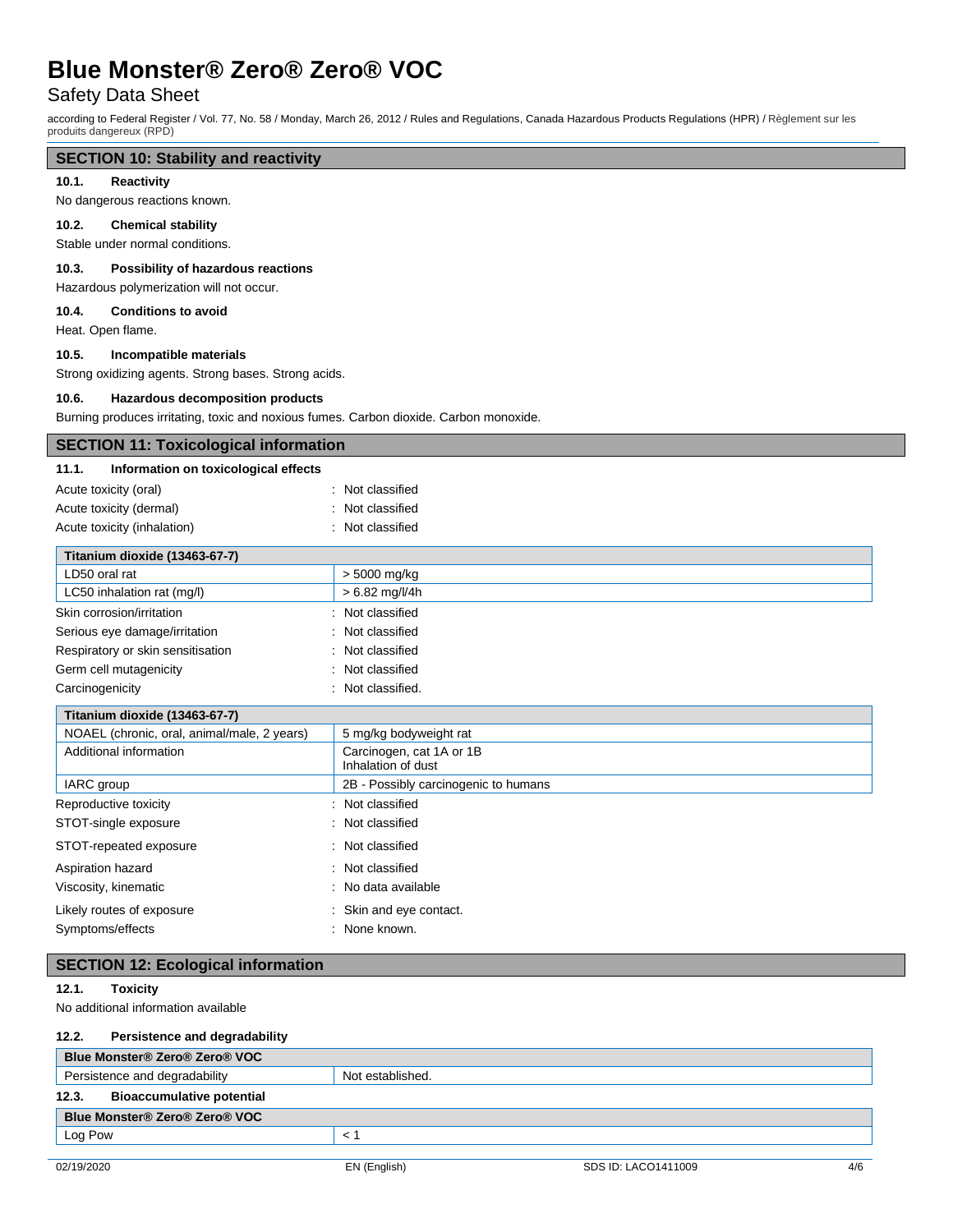## SECTION 10: Stability and reactivity

### 10.1. Reactivity

No dangerous reactions known.

### 10.2. Chemical stability

Stable under normal conditions.

### 10.3. Possibility of hazardous reactions

Hazardous polymerization will not occur.

### 10.4. Conditions to avoid

Heat. Open flame.

### 10.5. Incompatible materials

Strong oxidizing agents. Strong bases. Strong acids.

### 10.6. Hazardous decomposition products

Burning produces irritating, toxic and noxious fumes. Carbon dioxide. Carbon monoxide.

## SECTION 11: Toxicological information

### 11.1. Information on toxicological effects

Acute toxicity (oral) : Not classified

Acute toxicity (dermal) : Not classified

Acute toxicity (inhalation) : Not classified

| Titanium dioxide (13463-67-7) | |
|---|---|
| LD50 oral rat | > 5000 mg/kg |
| LC50 inhalation rat (mg/l) | > 6.82 mg/l/4h |

Skin corrosion/irritation : Not classified

Serious eye damage/irritation : Not classified

Respiratory or skin sensitisation : Not classified

Germ cell mutagenicity : Not classified

Carcinogenicity : Not classified.

| Titanium dioxide (13463-67-7) | |
|---|---|
| NOAEL (chronic, oral, animal/male, 2 years) | 5 mg/kg bodyweight rat |
| Additional information | Carcinogen, cat 1A or 1B<br>Inhalation of dust |
| IARC group | 2B - Possibly carcinogenic to humans |

Reproductive toxicity : Not classified

STOT-single exposure : Not classified

STOT-repeated exposure : Not classified

Aspiration hazard : Not classified

Viscosity, kinematic : No data available

Likely routes of exposure : Skin and eye contact.

Symptoms/effects : None known.

## SECTION 12: Ecological information

### 12.1. Toxicity

No additional information available

### 12.2. Persistence and degradability

| Blue Monster® Zero® Zero® VOC | |
|---|---|
| Persistence and degradability | Not established. |

### 12.3. Bioaccumulative potential

| Blue Monster® Zero® Zero® VOC | |
|---|---|
| Log Pow | < 1 |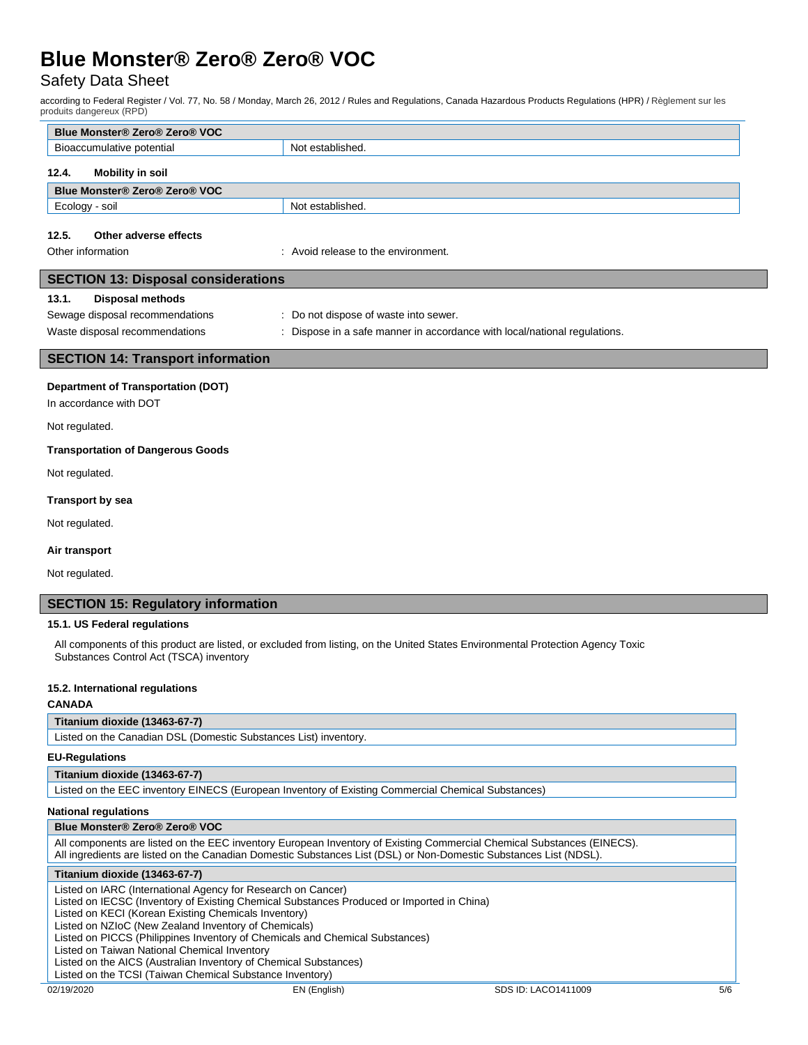| Blue Monster® Zero® Zero® VOC | |
|---|---|
| Bioaccumulative potential | Not established. |

### 12.4. Mobility in soil

| Blue Monster® Zero® Zero® VOC | |
|---|---|
| Ecology - soil | Not established. |

### 12.5. Other adverse effects

Other information : Avoid release to the environment.

## SECTION 13: Disposal considerations

### 13.1. Disposal methods

Sewage disposal recommendations : Do not dispose of waste into sewer.

Waste disposal recommendations : Dispose in a safe manner in accordance with local/national regulations.

## SECTION 14: Transport information

**Department of Transportation (DOT)**

In accordance with DOT

Not regulated.

**Transportation of Dangerous Goods**

Not regulated.

**Transport by sea**

Not regulated.

**Air transport**

Not regulated.

## SECTION 15: Regulatory information

### 15.1. US Federal regulations

All components of this product are listed, or excluded from listing, on the United States Environmental Protection Agency Toxic Substances Control Act (TSCA) inventory

### 15.2. International regulations

**CANADA**

| Titanium dioxide (13463-67-7) |
|---|
| Listed on the Canadian DSL (Domestic Substances List) inventory. |

**EU-Regulations**

| Titanium dioxide (13463-67-7) |
|---|
| Listed on the EEC inventory EINECS (European Inventory of Existing Commercial Chemical Substances) |

**National regulations**

| Blue Monster® Zero® Zero® VOC |
|---|
| All components are listed on the EEC inventory European Inventory of Existing Commercial Chemical Substances (EINECS). All ingredients are listed on the Canadian Domestic Substances List (DSL) or Non-Domestic Substances List (NDSL). |

| Titanium dioxide (13463-67-7) |
|---|
| Listed on IARC (International Agency for Research on Cancer)<br>Listed on IECSC (Inventory of Existing Chemical Substances Produced or Imported in China)<br>Listed on KECI (Korean Existing Chemicals Inventory)<br>Listed on NZIoC (New Zealand Inventory of Chemicals)<br>Listed on PICCS (Philippines Inventory of Chemicals and Chemical Substances)<br>Listed on Taiwan National Chemical Inventory<br>Listed on the AICS (Australian Inventory of Chemical Substances)<br>Listed on the TCSI (Taiwan Chemical Substance Inventory) |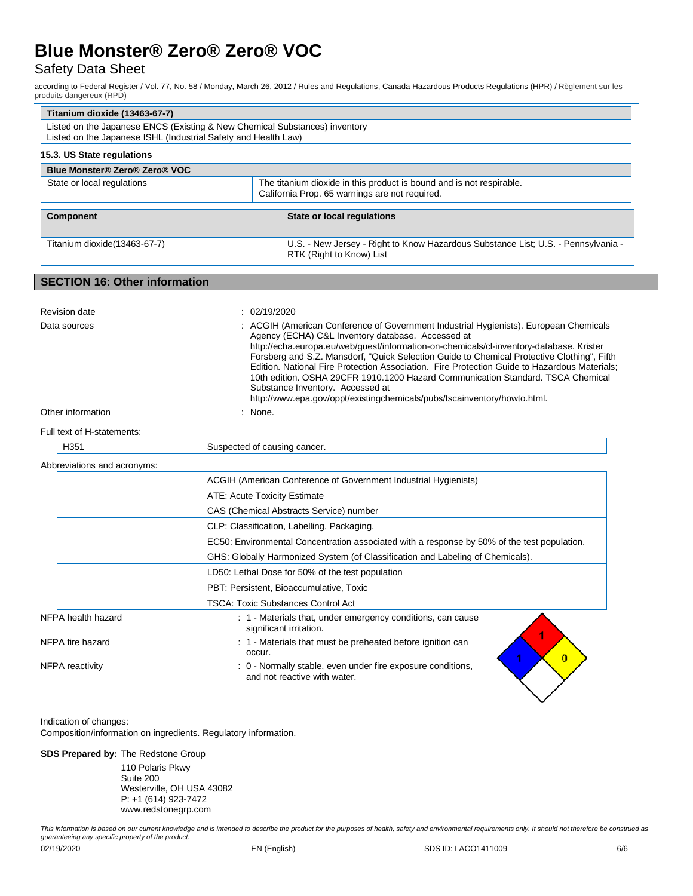| Titanium dioxide (13463-67-7) |
|---|
| Listed on the Japanese ENCS (Existing & New Chemical Substances) inventory<br>Listed on the Japanese ISHL (Industrial Safety and Health Law) |

### 15.3. US State regulations

| Blue Monster® Zero® Zero® VOC | |
|---|---|
| State or local regulations | The titanium dioxide in this product is bound and is not respirable.<br>California Prop. 65 warnings are not required. |

| Component | State or local regulations |
|---|---|
| Titanium dioxide(13463-67-7) | U.S. - New Jersey - Right to Know Hazardous Substance List; U.S. - Pennsylvania - RTK (Right to Know) List |

## SECTION 16: Other information

Revision date : 02/19/2020

Data sources : ACGIH (American Conference of Government Industrial Hygienists). European Chemicals Agency (ECHA) C&L Inventory database. Accessed at http://echa.europa.eu/web/guest/information-on-chemicals/cl-inventory-database. Krister Forsberg and S.Z. Mansdorf, "Quick Selection Guide to Chemical Protective Clothing", Fifth Edition. National Fire Protection Association. Fire Protection Guide to Hazardous Materials; 10th edition. OSHA 29CFR 1910.1200 Hazard Communication Standard. TSCA Chemical Substance Inventory. Accessed at http://www.epa.gov/oppt/existingchemicals/pubs/tscainventory/howto.html.

Other information : None.

Full text of H-statements:

| | |
|---|---|
| H351 | Suspected of causing cancer. |

Abbreviations and acronyms:

| | |
|---|---|
| | ACGIH (American Conference of Government Industrial Hygienists) |
| | ATE: Acute Toxicity Estimate |
| | CAS (Chemical Abstracts Service) number |
| | CLP: Classification, Labelling, Packaging. |
| | EC50: Environmental Concentration associated with a response by 50% of the test population. |
| | GHS: Globally Harmonized System (of Classification and Labeling of Chemicals). |
| | LD50: Lethal Dose for 50% of the test population |
| | PBT: Persistent, Bioaccumulative, Toxic |
| | TSCA: Toxic Substances Control Act |

NFPA health hazard : 1 - Materials that, under emergency conditions, can cause significant irritation.

NFPA fire hazard : 1 - Materials that must be preheated before ignition can occur.

NFPA reactivity : 0 - Normally stable, even under fire exposure conditions, and not reactive with water.

Indication of changes:
Composition/information on ingredients. Regulatory information.

**SDS Prepared by:** The Redstone Group
110 Polaris Pkwy
Suite 200
Westerville, OH USA 43082
P: +1 (614) 923-7472
www.redstonegrp.com

*This information is based on our current knowledge and is intended to describe the product for the purposes of health, safety and environmental requirements only. It should not therefore be construed as guaranteeing any specific property of the product.*